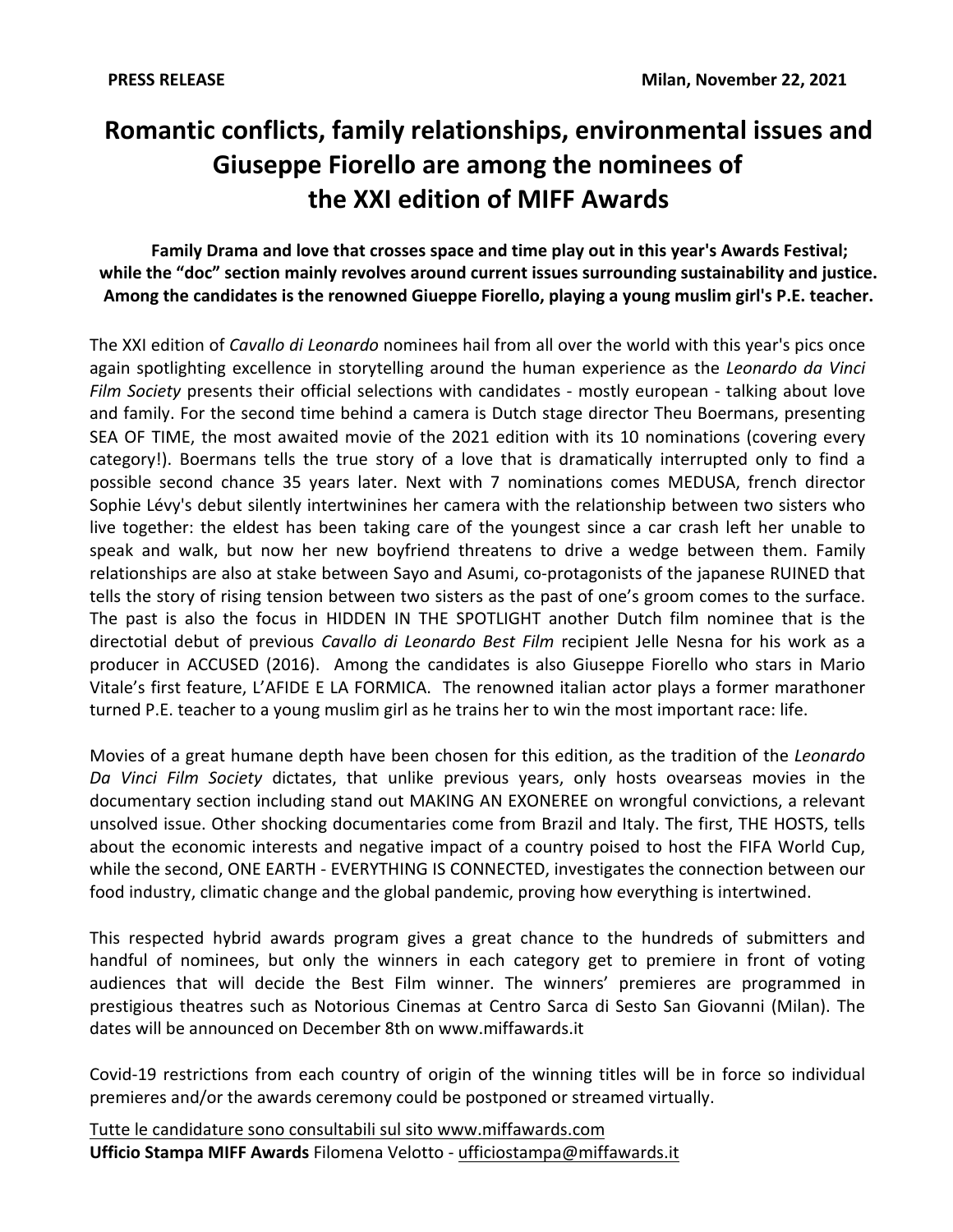**PRESS RELEASE** **Milan, November 22, 2021**

# Romantic conflicts, family relationships, environmental issues and Giuseppe Fiorello are among the nominees of the XXI edition of MIFF Awards

**Family Drama and love that crosses space and time play out in this year's Awards Festival; while the "doc" section mainly revolves around current issues surrounding sustainability and justice. Among the candidates is the renowned Giueppe Fiorello, playing a young muslim girl's P.E. teacher.**

The XXI edition of *Cavallo di Leonardo* nominees hail from all over the world with this year's pics once again spotlighting excellence in storytelling around the human experience as the *Leonardo da Vinci Film Society* presents their official selections with candidates - mostly european - talking about love and family. For the second time behind a camera is Dutch stage director Theu Boermans, presenting SEA OF TIME, the most awaited movie of the 2021 edition with its 10 nominations (covering every category!). Boermans tells the true story of a love that is dramatically interrupted only to find a possible second chance 35 years later. Next with 7 nominations comes MEDUSA, french director Sophie Lévy's debut silently intertwinines her camera with the relationship between two sisters who live together: the eldest has been taking care of the youngest since a car crash left her unable to speak and walk, but now her new boyfriend threatens to drive a wedge between them. Family relationships are also at stake between Sayo and Asumi, co-protagonists of the japanese RUINED that tells the story of rising tension between two sisters as the past of one's groom comes to the surface. The past is also the focus in HIDDEN IN THE SPOTLIGHT another Dutch film nominee that is the directotial debut of previous *Cavallo di Leonardo Best Film* recipient Jelle Nesna for his work as a producer in ACCUSED (2016). Among the candidates is also Giuseppe Fiorello who stars in Mario Vitale's first feature, L'AFIDE E LA FORMICA. The renowned italian actor plays a former marathoner turned P.E. teacher to a young muslim girl as he trains her to win the most important race: life.

Movies of a great humane depth have been chosen for this edition, as the tradition of the *Leonardo Da Vinci Film Society* dictates, that unlike previous years, only hosts ovearseas movies in the documentary section including stand out MAKING AN EXONEREE on wrongful convictions, a relevant unsolved issue. Other shocking documentaries come from Brazil and Italy. The first, THE HOSTS, tells about the economic interests and negative impact of a country poised to host the FIFA World Cup, while the second, ONE EARTH - EVERYTHING IS CONNECTED, investigates the connection between our food industry, climatic change and the global pandemic, proving how everything is intertwined.

This respected hybrid awards program gives a great chance to the hundreds of submitters and handful of nominees, but only the winners in each category get to premiere in front of voting audiences that will decide the Best Film winner. The winners' premieres are programmed in prestigious theatres such as Notorious Cinemas at Centro Sarca di Sesto San Giovanni (Milan). The dates will be announced on December 8th on www.miffawards.it

Covid-19 restrictions from each country of origin of the winning titles will be in force so individual premieres and/or the awards ceremony could be postponed or streamed virtually.

Tutte le candidature sono consultabili sul sito www.miffawards.com
**Ufficio Stampa MIFF Awards** Filomena Velotto - ufficiostampa@miffawards.it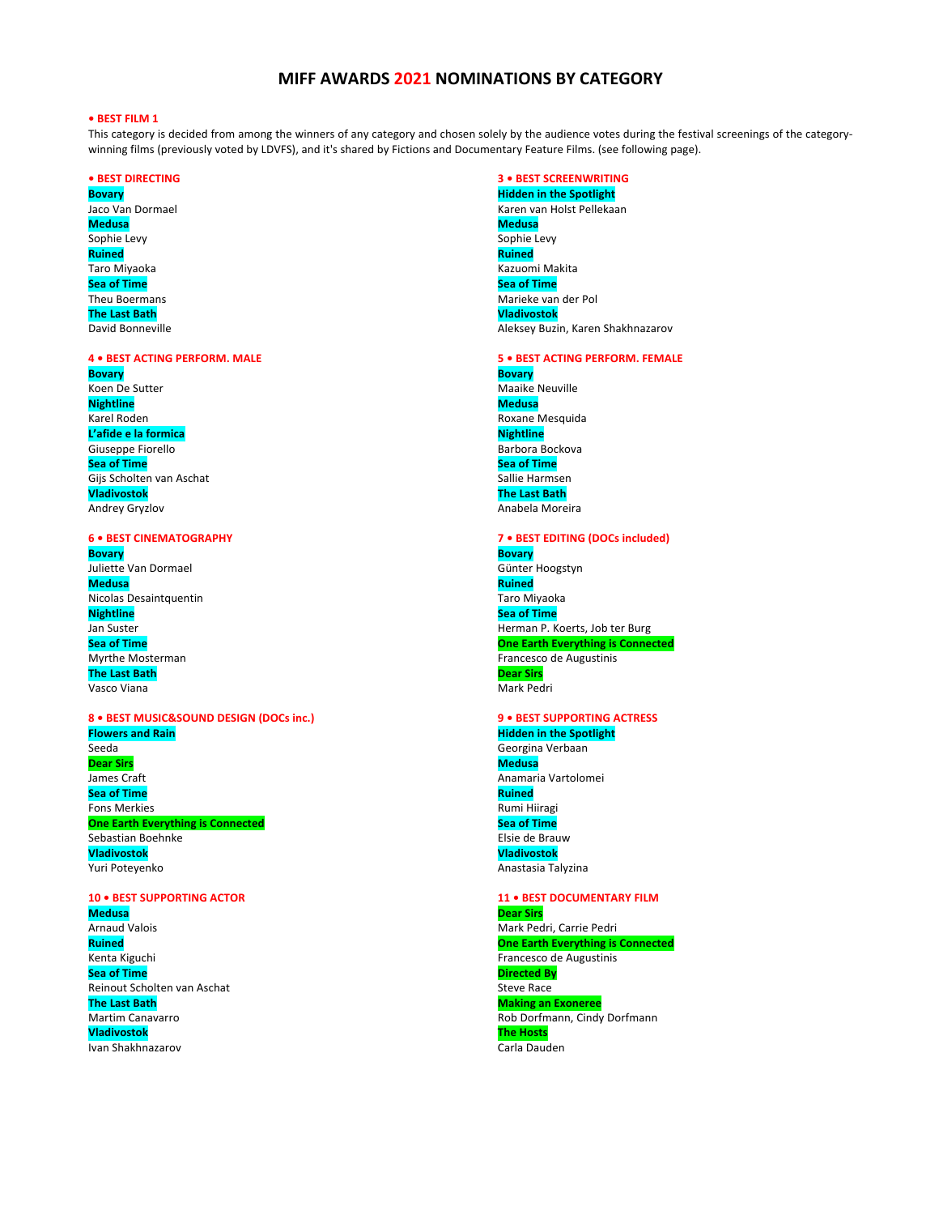# MIFF AWARDS 2021 NOMINATIONS BY CATEGORY

**• BEST FILM 1**

This category is decided from among the winners of any category and chosen solely by the audience votes during the festival screenings of the category-winning films (previously voted by LDVFS), and it's shared by Fictions and Documentary Feature Films. (see following page).

**• BEST DIRECTING**

**Bovary**
Jaco Van Dormael
**Medusa**
Sophie Levy
**Ruined**
Taro Miyaoka
**Sea of Time**
Theu Boermans
**The Last Bath**
David Bonneville

**3 • BEST SCREENWRITING**

**Hidden in the Spotlight**
Karen van Holst Pellekaan
**Medusa**
Sophie Levy
**Ruined**
Kazuomi Makita
**Sea of Time**
Marieke van der Pol
**Vladivostok**
Aleksey Buzin, Karen Shakhnazarov

**4 • BEST ACTING PERFORM. MALE**

**Bovary**
Koen De Sutter
**Nightline**
Karel Roden
**L'afide e la formica**
Giuseppe Fiorello
**Sea of Time**
Gijs Scholten van Aschat
**Vladivostok**
Andrey Gryzlov

**5 • BEST ACTING PERFORM. FEMALE**

**Bovary**
Maaike Neuville
**Medusa**
Roxane Mesquida
**Nightline**
Barbora Bockova
**Sea of Time**
Sallie Harmsen
**The Last Bath**
Anabela Moreira

**6 • BEST CINEMATOGRAPHY**

**Bovary**
Juliette Van Dormael
**Medusa**
Nicolas Desaintquentin
**Nightline**
Jan Suster
**Sea of Time**
Myrthe Mosterman
**The Last Bath**
Vasco Viana

**7 • BEST EDITING (DOCs included)**

**Bovary**
Günter Hoogstyn
**Ruined**
Taro Miyaoka
**Sea of Time**
Herman P. Koerts, Job ter Burg
**One Earth Everything is Connected**
Francesco de Augustinis
**Dear Sirs**
Mark Pedri

**8 • BEST MUSIC&SOUND DESIGN (DOCs inc.)**

**Flowers and Rain**
Seeda
**Dear Sirs**
James Craft
**Sea of Time**
Fons Merkies
**One Earth Everything is Connected**
Sebastian Boehnke
**Vladivostok**
Yuri Poteyenko

**9 • BEST SUPPORTING ACTRESS**

**Hidden in the Spotlight**
Georgina Verbaan
**Medusa**
Anamaria Vartolomei
**Ruined**
Rumi Hiiragi
**Sea of Time**
Elsie de Brauw
**Vladivostok**
Anastasia Talyzina

**10 • BEST SUPPORTING ACTOR**

**Medusa**
Arnaud Valois
**Ruined**
Kenta Kiguchi
**Sea of Time**
Reinout Scholten van Aschat
**The Last Bath**
Martim Canavarro
**Vladivostok**
Ivan Shakhnazarov

**11 • BEST DOCUMENTARY FILM**

**Dear Sirs**
Mark Pedri, Carrie Pedri
**One Earth Everything is Connected**
Francesco de Augustinis
**Directed By**
Steve Race
**Making an Exoneree**
Rob Dorfmann, Cindy Dorfmann
**The Hosts**
Carla Dauden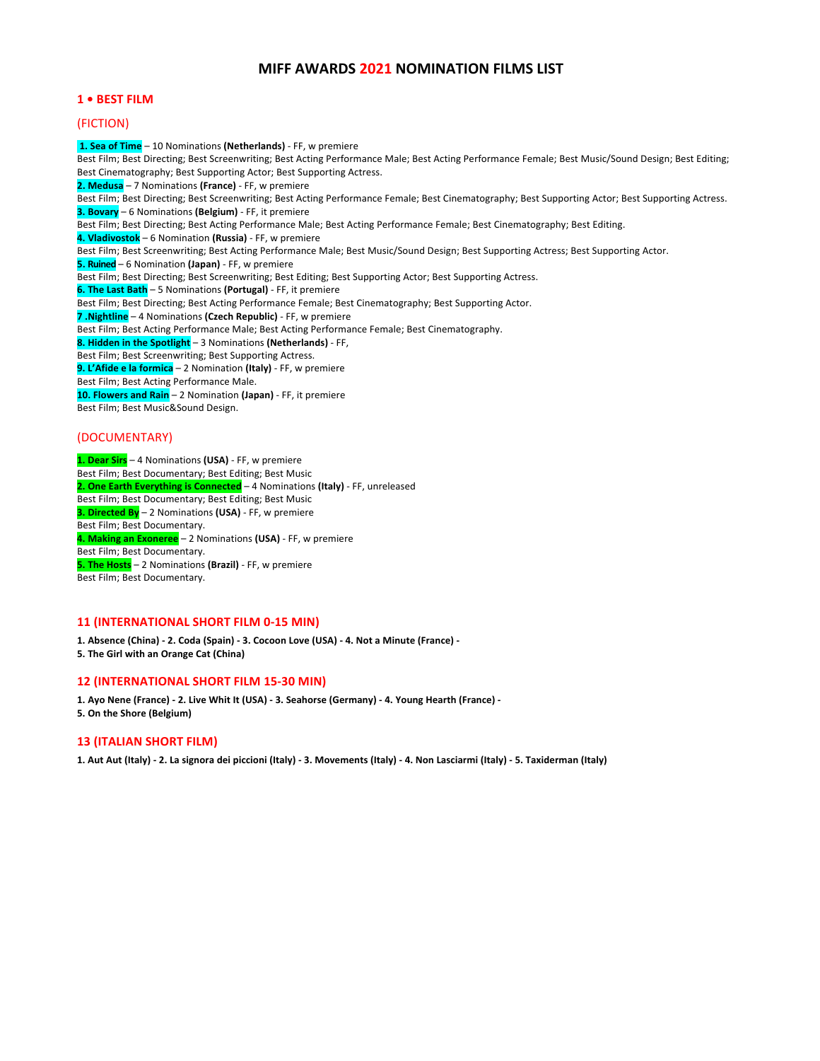# MIFF AWARDS 2021 NOMINATION FILMS LIST

## 1 • BEST FILM

### (FICTION)

**1. Sea of Time** – 10 Nominations **(Netherlands)** - FF, w premiere
Best Film; Best Directing; Best Screenwriting; Best Acting Performance Male; Best Acting Performance Female; Best Music/Sound Design; Best Editing; Best Cinematography; Best Supporting Actor; Best Supporting Actress.

**2. Medusa** – 7 Nominations **(France)** - FF, w premiere
Best Film; Best Directing; Best Screenwriting; Best Acting Performance Female; Best Cinematography; Best Supporting Actor; Best Supporting Actress.

**3. Bovary** – 6 Nominations **(Belgium)** - FF, it premiere
Best Film; Best Directing; Best Acting Performance Male; Best Acting Performance Female; Best Cinematography; Best Editing.

**4. Vladivostok** – 6 Nomination **(Russia)** - FF, w premiere
Best Film; Best Screenwriting; Best Acting Performance Male; Best Music/Sound Design; Best Supporting Actress; Best Supporting Actor.

**5. Ruined** – 6 Nomination **(Japan)** - FF, w premiere
Best Film; Best Directing; Best Screenwriting; Best Editing; Best Supporting Actor; Best Supporting Actress.

**6. The Last Bath** – 5 Nominations **(Portugal)** - FF, it premiere
Best Film; Best Directing; Best Acting Performance Female; Best Cinematography; Best Supporting Actor.

**7 .Nightline** – 4 Nominations **(Czech Republic)** - FF, w premiere
Best Film; Best Acting Performance Male; Best Acting Performance Female; Best Cinematography.

**8. Hidden in the Spotlight** – 3 Nominations **(Netherlands)** - FF,
Best Film; Best Screenwriting; Best Supporting Actress.

**9. L'Afide e la formica** – 2 Nomination **(Italy)** - FF, w premiere
Best Film; Best Acting Performance Male.

**10. Flowers and Rain** – 2 Nomination **(Japan)** - FF, it premiere
Best Film; Best Music&Sound Design.

### (DOCUMENTARY)

**1. Dear Sirs** – 4 Nominations **(USA)** - FF, w premiere
Best Film; Best Documentary; Best Editing; Best Music

**2. One Earth Everything is Connected** – 4 Nominations **(Italy)** - FF, unreleased
Best Film; Best Documentary; Best Editing; Best Music

**3. Directed By** – 2 Nominations **(USA)** - FF, w premiere
Best Film; Best Documentary.

**4. Making an Exoneree** – 2 Nominations **(USA)** - FF, w premiere
Best Film; Best Documentary.

**5. The Hosts** – 2 Nominations **(Brazil)** - FF, w premiere
Best Film; Best Documentary.

## 11 (INTERNATIONAL SHORT FILM 0-15 MIN)

**1. Absence (China) - 2. Coda (Spain) - 3. Cocoon Love (USA) - 4. Not a Minute (France) -**
**5. The Girl with an Orange Cat (China)**

## 12 (INTERNATIONAL SHORT FILM 15-30 MIN)

**1. Ayo Nene (France) - 2. Live Whit It (USA) - 3. Seahorse (Germany) - 4. Young Hearth (France) -**
**5. On the Shore (Belgium)**

## 13 (ITALIAN SHORT FILM)

**1. Aut Aut (Italy) - 2. La signora dei piccioni (Italy) - 3. Movements (Italy) - 4. Non Lasciarmi (Italy) - 5. Taxiderman (Italy)**